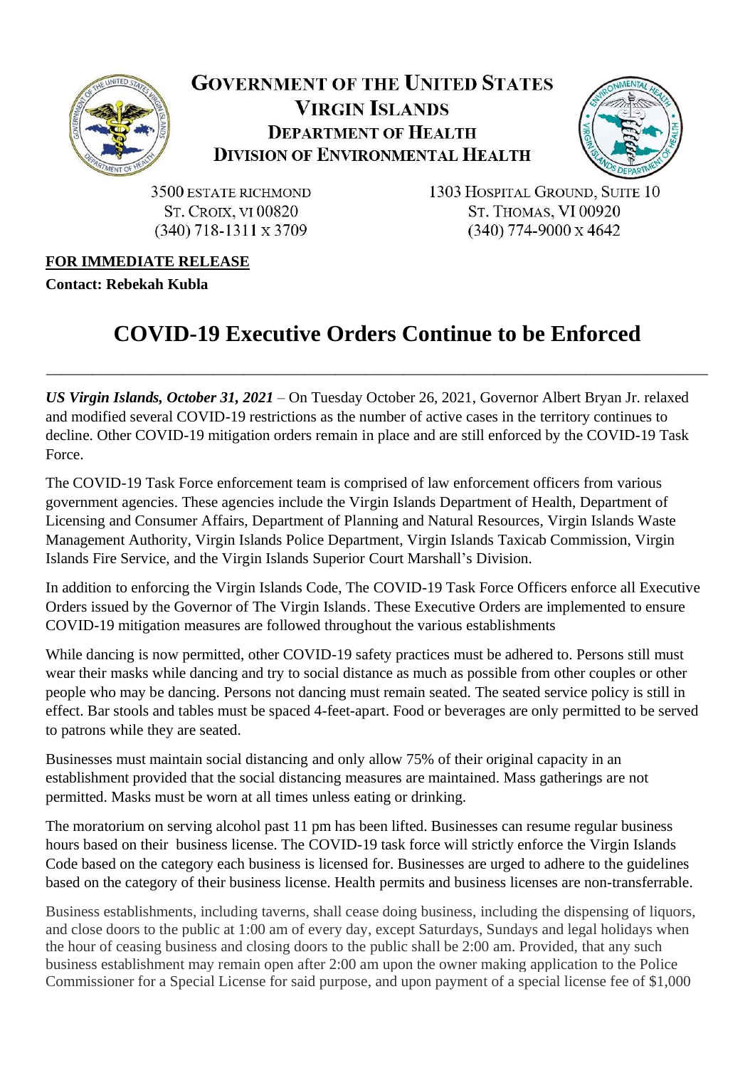**GOVERNMENT OF THE UNITED STATES**
**VIRGIN ISLANDS**
**DEPARTMENT OF HEALTH**
**DIVISION OF ENVIRONMENTAL HEALTH**

3500 ESTATE RICHMOND
ST. CROIX, VI 00820
(340) 718-1311 X 3709

1303 HOSPITAL GROUND, SUITE 10
ST. THOMAS, VI 00920
(340) 774-9000 X 4642

**FOR IMMEDIATE RELEASE**

**Contact: Rebekah Kubla**

# COVID-19 Executive Orders Continue to be Enforced

---

***US Virgin Islands, October 31, 2021*** – On Tuesday October 26, 2021, Governor Albert Bryan Jr. relaxed and modified several COVID-19 restrictions as the number of active cases in the territory continues to decline. Other COVID-19 mitigation orders remain in place and are still enforced by the COVID-19 Task Force.

The COVID-19 Task Force enforcement team is comprised of law enforcement officers from various government agencies. These agencies include the Virgin Islands Department of Health, Department of Licensing and Consumer Affairs, Department of Planning and Natural Resources, Virgin Islands Waste Management Authority, Virgin Islands Police Department, Virgin Islands Taxicab Commission, Virgin Islands Fire Service, and the Virgin Islands Superior Court Marshall's Division.

In addition to enforcing the Virgin Islands Code, The COVID-19 Task Force Officers enforce all Executive Orders issued by the Governor of The Virgin Islands. These Executive Orders are implemented to ensure COVID-19 mitigation measures are followed throughout the various establishments

While dancing is now permitted, other COVID-19 safety practices must be adhered to. Persons still must wear their masks while dancing and try to social distance as much as possible from other couples or other people who may be dancing. Persons not dancing must remain seated. The seated service policy is still in effect. Bar stools and tables must be spaced 4-feet-apart. Food or beverages are only permitted to be served to patrons while they are seated.

Businesses must maintain social distancing and only allow 75% of their original capacity in an establishment provided that the social distancing measures are maintained. Mass gatherings are not permitted. Masks must be worn at all times unless eating or drinking.

The moratorium on serving alcohol past 11 pm has been lifted. Businesses can resume regular business hours based on their business license. The COVID-19 task force will strictly enforce the Virgin Islands Code based on the category each business is licensed for. Businesses are urged to adhere to the guidelines based on the category of their business license. Health permits and business licenses are non-transferrable.

Business establishments, including taverns, shall cease doing business, including the dispensing of liquors, and close doors to the public at 1:00 am of every day, except Saturdays, Sundays and legal holidays when the hour of ceasing business and closing doors to the public shall be 2:00 am. Provided, that any such business establishment may remain open after 2:00 am upon the owner making application to the Police Commissioner for a Special License for said purpose, and upon payment of a special license fee of $1,000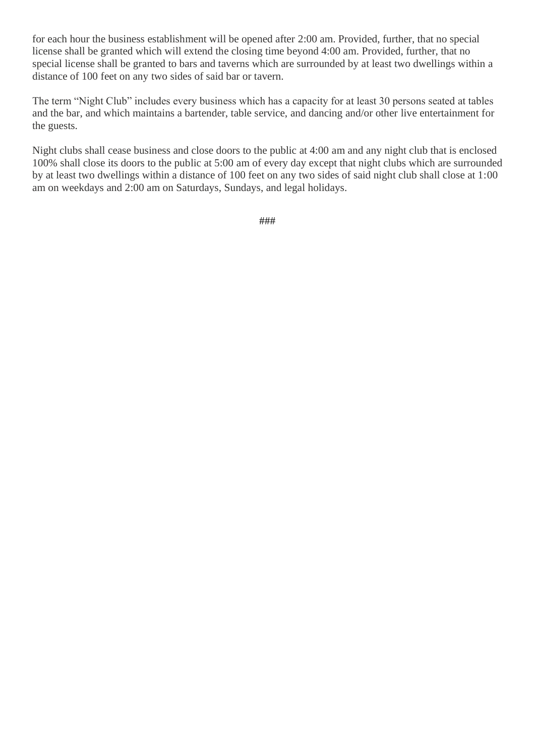for each hour the business establishment will be opened after 2:00 am. Provided, further, that no special license shall be granted which will extend the closing time beyond 4:00 am. Provided, further, that no special license shall be granted to bars and taverns which are surrounded by at least two dwellings within a distance of 100 feet on any two sides of said bar or tavern.

The term "Night Club" includes every business which has a capacity for at least 30 persons seated at tables and the bar, and which maintains a bartender, table service, and dancing and/or other live entertainment for the guests.

Night clubs shall cease business and close doors to the public at 4:00 am and any night club that is enclosed 100% shall close its doors to the public at 5:00 am of every day except that night clubs which are surrounded by at least two dwellings within a distance of 100 feet on any two sides of said night club shall close at 1:00 am on weekdays and 2:00 am on Saturdays, Sundays, and legal holidays.

###